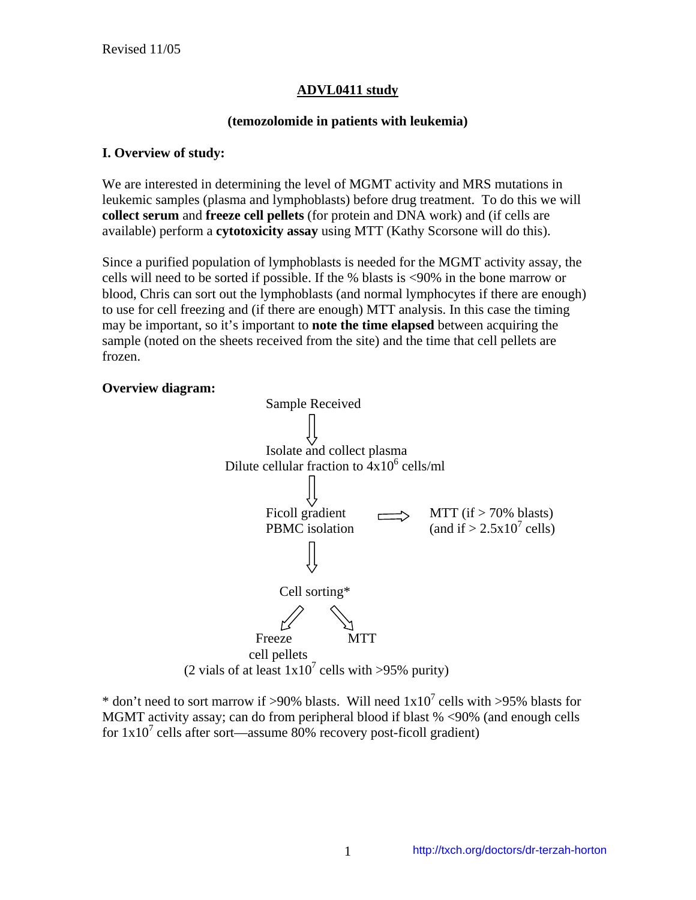Revised 11/05

# ADVL0411 study

## (temozolomide in patients with leukemia)

### I. Overview of study:

We are interested in determining the level of MGMT activity and MRS mutations in leukemic samples (plasma and lymphoblasts) before drug treatment. To do this we will **collect serum** and **freeze cell pellets** (for protein and DNA work) and (if cells are available) perform a **cytotoxicity assay** using MTT (Kathy Scorsone will do this).

Since a purified population of lymphoblasts is needed for the MGMT activity assay, the cells will need to be sorted if possible. If the % blasts is <90% in the bone marrow or blood, Chris can sort out the lymphoblasts (and normal lymphocytes if there are enough) to use for cell freezing and (if there are enough) MTT analysis. In this case the timing may be important, so it's important to **note the time elapsed** between acquiring the sample (noted on the sheets received from the site) and the time that cell pellets are frozen.

**Overview diagram:**

Sample Received

↓

Isolate and collect plasma
Dilute cellular fraction to $4x10^6$ cells/ml

↓

Ficoll gradient
PBMC isolation → MTT (if > 70% blasts) (and if > $2.5x10^7$ cells)

↓

Cell sorting*

↙ Freeze cell pellets (2 vials of at least $1x10^7$ cells with >95% purity)

↘ MTT

* don't need to sort marrow if >90% blasts. Will need $1x10^7$ cells with >95% blasts for MGMT activity assay; can do from peripheral blood if blast % <90% (and enough cells for $1x10^7$ cells after sort—assume 80% recovery post-ficoll gradient)

http://txch.org/doctors/dr-terzah-horton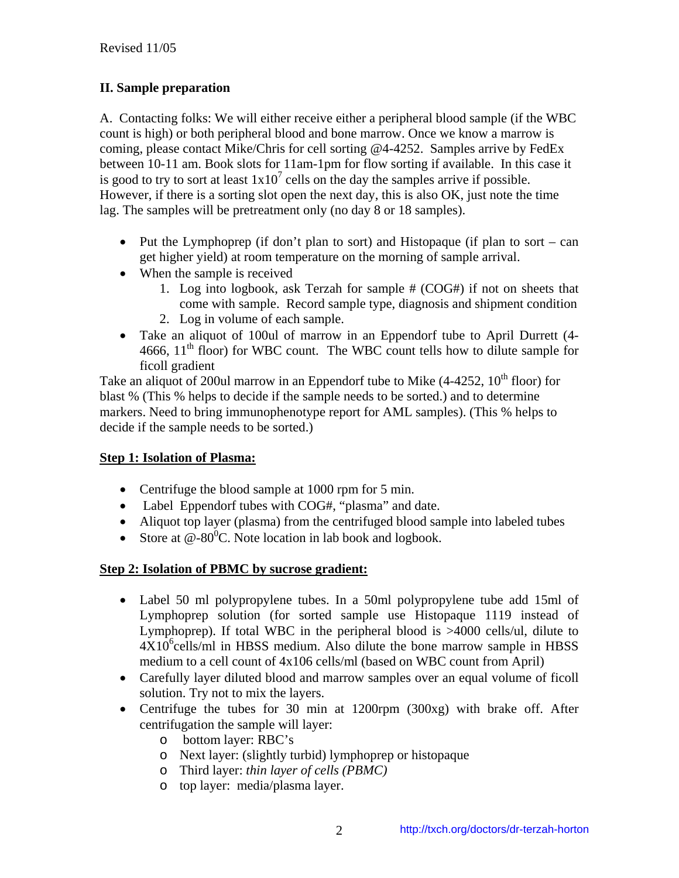Revised 11/05

## II. Sample preparation

A. Contacting folks: We will either receive either a peripheral blood sample (if the WBC count is high) or both peripheral blood and bone marrow. Once we know a marrow is coming, please contact Mike/Chris for cell sorting @4-4252. Samples arrive by FedEx between 10-11 am. Book slots for 11am-1pm for flow sorting if available. In this case it is good to try to sort at least $1x10^7$ cells on the day the samples arrive if possible. However, if there is a sorting slot open the next day, this is also OK, just note the time lag. The samples will be pretreatment only (no day 8 or 18 samples).

- Put the Lymphoprep (if don't plan to sort) and Histopaque (if plan to sort – can get higher yield) at room temperature on the morning of sample arrival.
- When the sample is received
  1. Log into logbook, ask Terzah for sample # (COG#) if not on sheets that come with sample. Record sample type, diagnosis and shipment condition
  2. Log in volume of each sample.
- Take an aliquot of 100ul of marrow in an Eppendorf tube to April Durrett (4-4666, 11th floor) for WBC count. The WBC count tells how to dilute sample for ficoll gradient

Take an aliquot of 200ul marrow in an Eppendorf tube to Mike (4-4252, 10th floor) for blast % (This % helps to decide if the sample needs to be sorted.) and to determine markers. Need to bring immunophenotype report for AML samples). (This % helps to decide if the sample needs to be sorted.)

**Step 1: Isolation of Plasma:**

- Centrifuge the blood sample at 1000 rpm for 5 min.
- Label Eppendorf tubes with COG#, "plasma" and date.
- Aliquot top layer (plasma) from the centrifuged blood sample into labeled tubes
- Store at @-80$^0$C. Note location in lab book and logbook.

**Step 2: Isolation of PBMC by sucrose gradient:**

- Label 50 ml polypropylene tubes. In a 50ml polypropylene tube add 15ml of Lymphoprep solution (for sorted sample use Histopaque 1119 instead of Lymphoprep). If total WBC in the peripheral blood is >4000 cells/ul, dilute to $4X10^6$cells/ml in HBSS medium. Also dilute the bone marrow sample in HBSS medium to a cell count of 4x106 cells/ml (based on WBC count from April)
- Carefully layer diluted blood and marrow samples over an equal volume of ficoll solution. Try not to mix the layers.
- Centrifuge the tubes for 30 min at 1200rpm (300xg) with brake off. After centrifugation the sample will layer:
  - bottom layer: RBC's
  - Next layer: (slightly turbid) lymphoprep or histopaque
  - Third layer: *thin layer of cells (PBMC)*
  - top layer: media/plasma layer.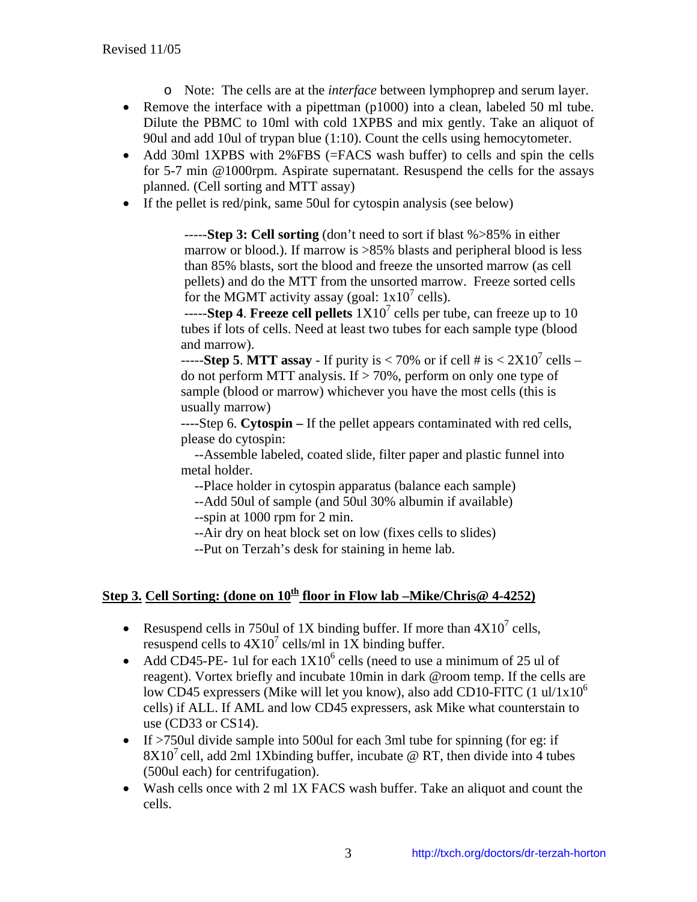- Note: The cells are at the *interface* between lymphoprep and serum layer.

- Remove the interface with a pipettman (p1000) into a clean, labeled 50 ml tube. Dilute the PBMC to 10ml with cold 1XPBS and mix gently. Take an aliquot of 90ul and add 10ul of trypan blue (1:10). Count the cells using hemocytometer.
- Add 30ml 1XPBS with 2%FBS (=FACS wash buffer) to cells and spin the cells for 5-7 min @1000rpm. Aspirate supernatant. Resuspend the cells for the assays planned. (Cell sorting and MTT assay)
- If the pellet is red/pink, same 50ul for cytospin analysis (see below)

-----**Step 3: Cell sorting** (don't need to sort if blast %>85% in either marrow or blood.). If marrow is >85% blasts and peripheral blood is less than 85% blasts, sort the blood and freeze the unsorted marrow (as cell pellets) and do the MTT from the unsorted marrow. Freeze sorted cells for the MGMT activity assay (goal: $1x10^7$ cells).

-----**Step 4**. **Freeze cell pellets** $1X10^7$ cells per tube, can freeze up to 10 tubes if lots of cells. Need at least two tubes for each sample type (blood and marrow).

-----**Step 5**. **MTT assay** - If purity is < 70% or if cell # is < $2X10^7$ cells – do not perform MTT analysis. If > 70%, perform on only one type of sample (blood or marrow) whichever you have the most cells (this is usually marrow)

----Step 6. **Cytospin –** If the pellet appears contaminated with red cells, please do cytospin:

--Assemble labeled, coated slide, filter paper and plastic funnel into metal holder.

--Place holder in cytospin apparatus (balance each sample)

--Add 50ul of sample (and 50ul 30% albumin if available)

--spin at 1000 rpm for 2 min.

--Air dry on heat block set on low (fixes cells to slides)

--Put on Terzah's desk for staining in heme lab.

## Step 3. Cell Sorting: (done on 10th floor in Flow lab –Mike/Chris@ 4-4252)

- Resuspend cells in 750ul of 1X binding buffer. If more than $4X10^7$ cells, resuspend cells to $4X10^7$ cells/ml in 1X binding buffer.
- Add CD45-PE- 1ul for each $1X10^6$ cells (need to use a minimum of 25 ul of reagent). Vortex briefly and incubate 10min in dark @room temp. If the cells are low CD45 expressers (Mike will let you know), also add CD10-FITC (1 ul/$1x10^6$ cells) if ALL. If AML and low CD45 expressers, ask Mike what counterstain to use (CD33 or CS14).
- If >750ul divide sample into 500ul for each 3ml tube for spinning (for eg: if $8X10^7$ cell, add 2ml 1Xbinding buffer, incubate @ RT, then divide into 4 tubes (500ul each) for centrifugation).
- Wash cells once with 2 ml 1X FACS wash buffer. Take an aliquot and count the cells.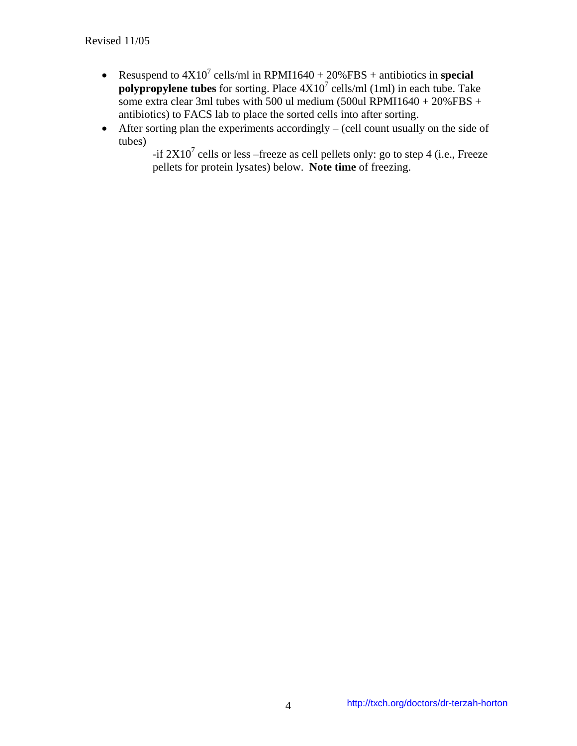- Resuspend to $4X10^7$ cells/ml in RPMI1640 + 20%FBS + antibiotics in **special polypropylene tubes** for sorting. Place $4X10^7$ cells/ml (1ml) in each tube. Take some extra clear 3ml tubes with 500 ul medium (500ul RPMI1640 + 20%FBS + antibiotics) to FACS lab to place the sorted cells into after sorting.
- After sorting plan the experiments accordingly – (cell count usually on the side of tubes)

  -if $2X10^7$ cells or less –freeze as cell pellets only: go to step 4 (i.e., Freeze pellets for protein lysates) below. **Note time** of freezing.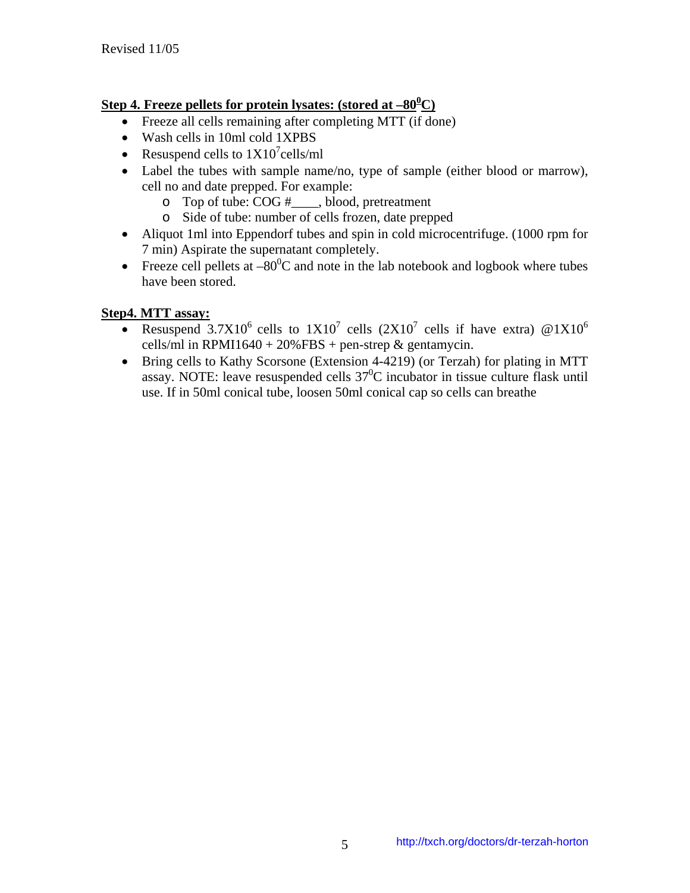Revised 11/05

**Step 4. Freeze pellets for protein lysates: (stored at –80$^{0}$C)**

- Freeze all cells remaining after completing MTT (if done)
- Wash cells in 10ml cold 1XPBS
- Resuspend cells to $1X10^{7}$cells/ml
- Label the tubes with sample name/no, type of sample (either blood or marrow), cell no and date prepped. For example:
    - Top of tube: COG #____, blood, pretreatment
    - Side of tube: number of cells frozen, date prepped
- Aliquot 1ml into Eppendorf tubes and spin in cold microcentrifuge. (1000 rpm for 7 min) Aspirate the supernatant completely.
- Freeze cell pellets at –80$^{0}$C and note in the lab notebook and logbook where tubes have been stored.

**Step4. MTT assay:**

- Resuspend $3.7X10^{6}$ cells to $1X10^{7}$ cells ($2X10^{7}$ cells if have extra) @$1X10^{6}$ cells/ml in RPMI1640 + 20%FBS + pen-strep & gentamycin.
- Bring cells to Kathy Scorsone (Extension 4-4219) (or Terzah) for plating in MTT assay. NOTE: leave resuspended cells 37$^{0}$C incubator in tissue culture flask until use. If in 50ml conical tube, loosen 50ml conical cap so cells can breathe

http://txch.org/doctors/dr-terzah-horton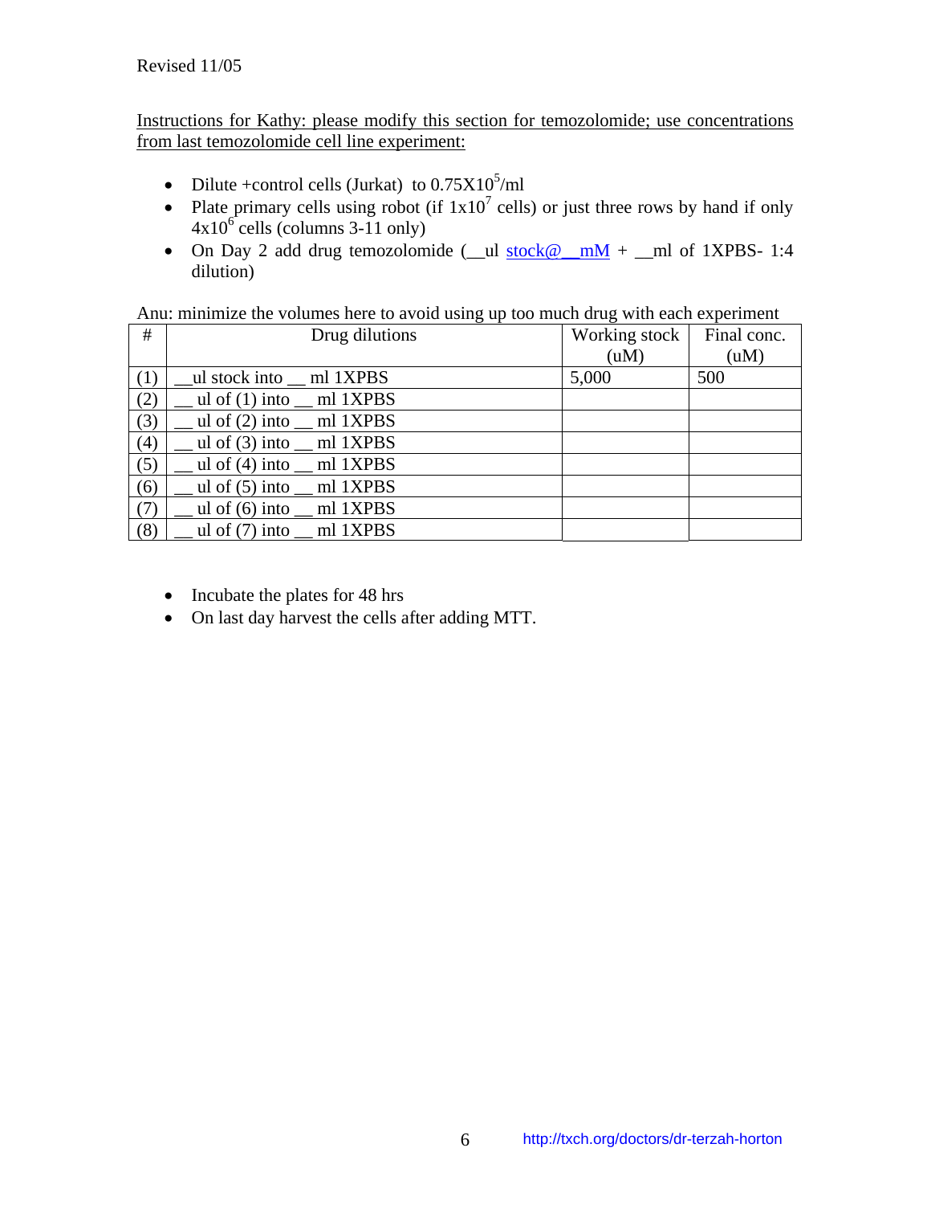Revised 11/05

<u>Instructions for Kathy: please modify this section for temozolomide; use concentrations from last temozolomide cell line experiment:</u>

- Dilute +control cells (Jurkat) to $0.75X10^5$/ml
- Plate primary cells using robot (if $1x10^7$ cells) or just three rows by hand if only $4x10^6$ cells (columns 3-11 only)
- On Day 2 add drug temozolomide (__ul stock@__mM + __ml of 1XPBS- 1:4 dilution)

Anu: minimize the volumes here to avoid using up too much drug with each experiment

| # | Drug dilutions | Working stock (uM) | Final conc. (uM) |
|---|---|---|---|
| (1) | __ul stock into __ ml 1XPBS | 5,000 | 500 |
| (2) | __ ul of (1) into __ ml 1XPBS | | |
| (3) | __ ul of (2) into __ ml 1XPBS | | |
| (4) | __ ul of (3) into __ ml 1XPBS | | |
| (5) | __ ul of (4) into __ ml 1XPBS | | |
| (6) | __ ul of (5) into __ ml 1XPBS | | |
| (7) | __ ul of (6) into __ ml 1XPBS | | |
| (8) | __ ul of (7) into __ ml 1XPBS | | |

- Incubate the plates for 48 hrs
- On last day harvest the cells after adding MTT.